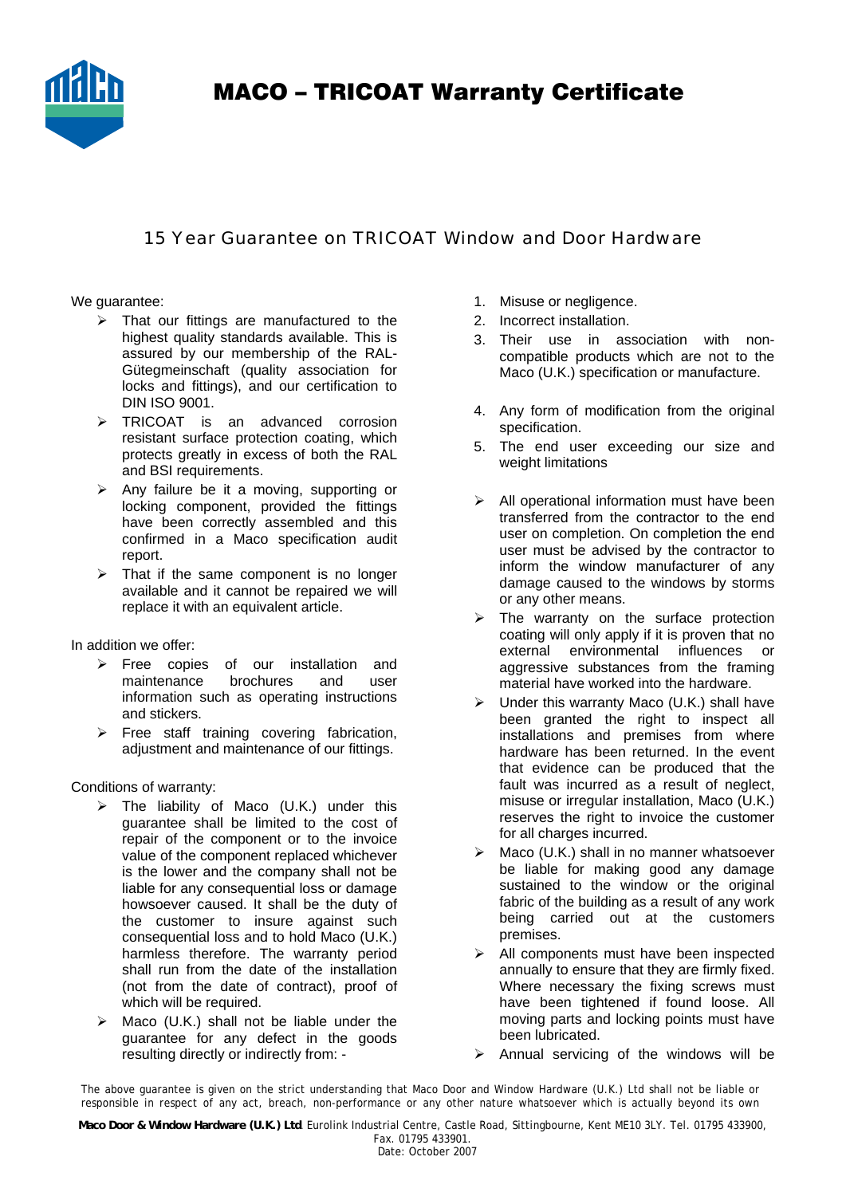# MACO – TRICOAT Warranty Certificate

## 15 Year Guarantee on TRICOAT Window and Door Hardware

We guarantee:

- That our fittings are manufactured to the highest quality standards available. This is assured by our membership of the RAL-Gütegmeinschaft (quality association for locks and fittings), and our certification to DIN ISO 9001.
- TRICOAT is an advanced corrosion resistant surface protection coating, which protects greatly in excess of both the RAL and BSI requirements.
- Any failure be it a moving, supporting or locking component, provided the fittings have been correctly assembled and this confirmed in a Maco specification audit report.
- That if the same component is no longer available and it cannot be repaired we will replace it with an equivalent article.

In addition we offer:

- Free copies of our installation and maintenance brochures and user information such as operating instructions and stickers.
- Free staff training covering fabrication, adjustment and maintenance of our fittings.

Conditions of warranty:

- The liability of Maco (U.K.) under this guarantee shall be limited to the cost of repair of the component or to the invoice value of the component replaced whichever is the lower and the company shall not be liable for any consequential loss or damage howsoever caused. It shall be the duty of the customer to insure against such consequential loss and to hold Maco (U.K.) harmless therefore. The warranty period shall run from the date of the installation (not from the date of contract), proof of which will be required.
- Maco (U.K.) shall not be liable under the guarantee for any defect in the goods resulting directly or indirectly from: -

1. Misuse or negligence.
2. Incorrect installation.
3. Their use in association with non-compatible products which are not to the Maco (U.K.) specification or manufacture.
4. Any form of modification from the original specification.
5. The end user exceeding our size and weight limitations

- All operational information must have been transferred from the contractor to the end user on completion. On completion the end user must be advised by the contractor to inform the window manufacturer of any damage caused to the windows by storms or any other means.
- The warranty on the surface protection coating will only apply if it is proven that no external environmental influences or aggressive substances from the framing material have worked into the hardware.
- Under this warranty Maco (U.K.) shall have been granted the right to inspect all installations and premises from where hardware has been returned. In the event that evidence can be produced that the fault was incurred as a result of neglect, misuse or irregular installation, Maco (U.K.) reserves the right to invoice the customer for all charges incurred.
- Maco (U.K.) shall in no manner whatsoever be liable for making good any damage sustained to the window or the original fabric of the building as a result of any work being carried out at the customers premises.
- All components must have been inspected annually to ensure that they are firmly fixed. Where necessary the fixing screws must have been tightened if found loose. All moving parts and locking points must have been lubricated.
- Annual servicing of the windows will be

The above guarantee is given on the strict understanding that Maco Door and Window Hardware (U.K.) Ltd shall not be liable or responsible in respect of any act, breach, non-performance or any other nature whatsoever which is actually beyond its own

**Maco Door & Window Hardware (U.K.) Ltd**. Eurolink Industrial Centre, Castle Road, Sittingbourne, Kent ME10 3LY. Tel. 01795 433900, Fax. 01795 433901.
Date: October 2007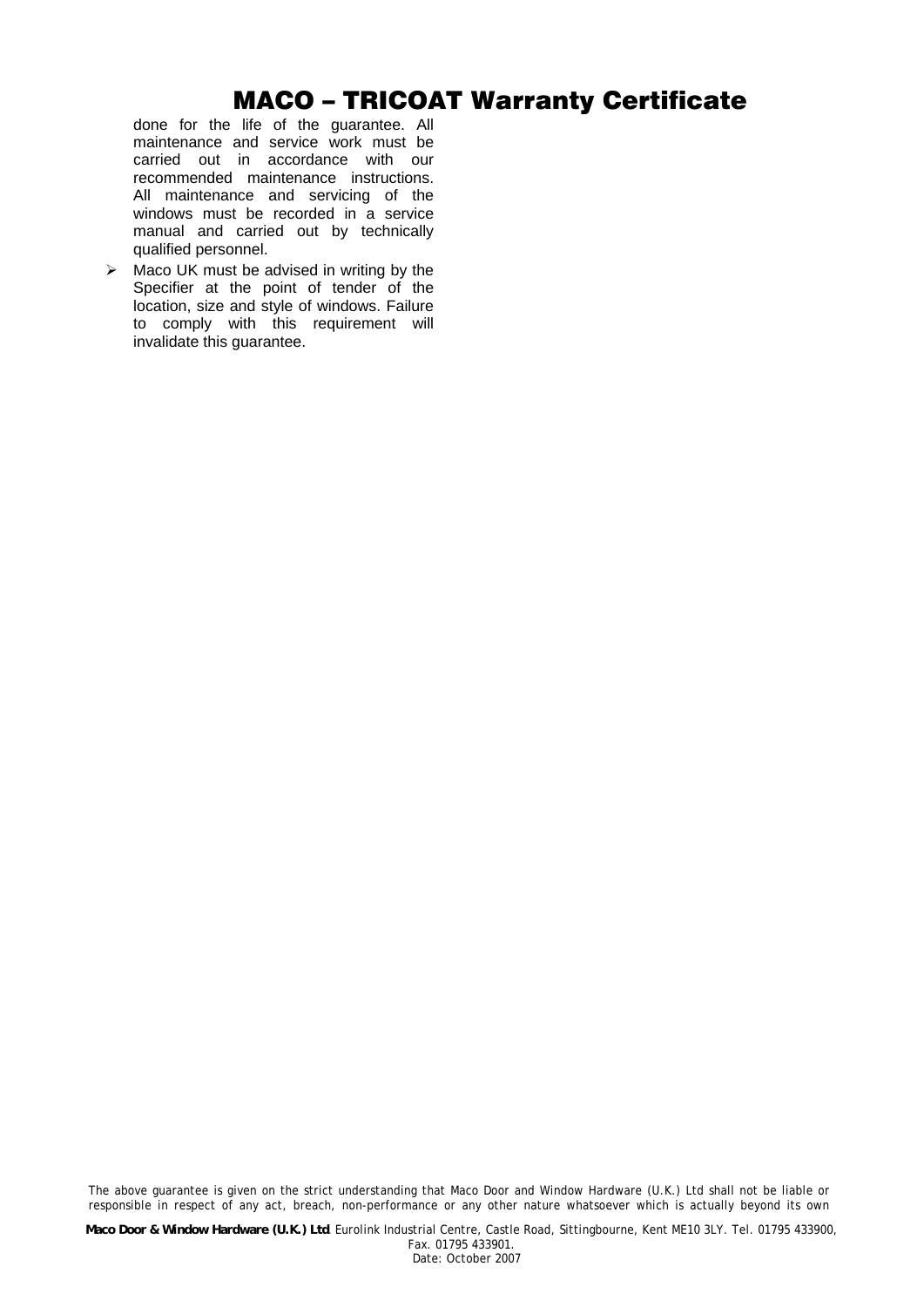# MACO – TRICOAT Warranty Certificate

done for the life of the guarantee. All maintenance and service work must be carried out in accordance with our recommended maintenance instructions. All maintenance and servicing of the windows must be recorded in a service manual and carried out by technically qualified personnel.

- Maco UK must be advised in writing by the Specifier at the point of tender of the location, size and style of windows. Failure to comply with this requirement will invalidate this guarantee.

The above guarantee is given on the strict understanding that Maco Door and Window Hardware (U.K.) Ltd shall not be liable or responsible in respect of any act, breach, non-performance or any other nature whatsoever which is actually beyond its own

**Maco Door & Window Hardware (U.K.) Ltd**. Eurolink Industrial Centre, Castle Road, Sittingbourne, Kent ME10 3LY. Tel. 01795 433900, Fax. 01795 433901.
Date: October 2007